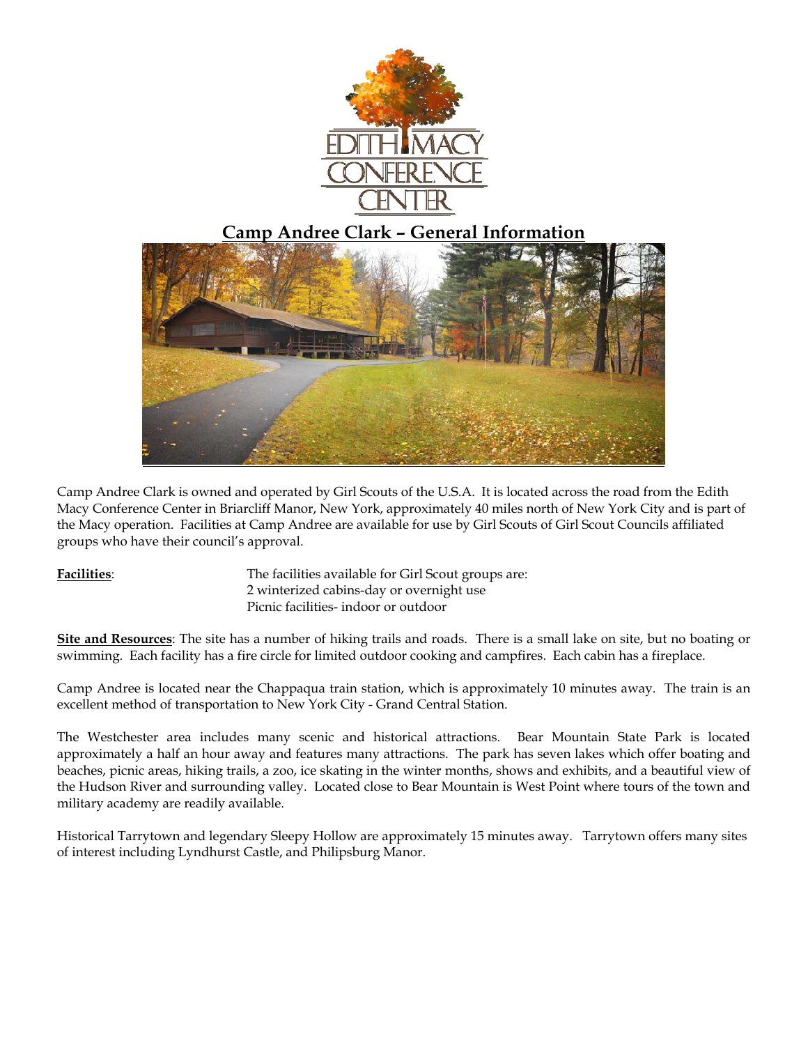# Camp Andree Clark – General Information

Camp Andree Clark is owned and operated by Girl Scouts of the U.S.A. It is located across the road from the Edith Macy Conference Center in Briarcliff Manor, New York, approximately 40 miles north of New York City and is part of the Macy operation. Facilities at Camp Andree are available for use by Girl Scouts of Girl Scout Councils affiliated groups who have their council's approval.

**Facilities**: The facilities available for Girl Scout groups are:
2 winterized cabins-day or overnight use
Picnic facilities- indoor or outdoor

**Site and Resources**: The site has a number of hiking trails and roads. There is a small lake on site, but no boating or swimming. Each facility has a fire circle for limited outdoor cooking and campfires. Each cabin has a fireplace.

Camp Andree is located near the Chappaqua train station, which is approximately 10 minutes away. The train is an excellent method of transportation to New York City - Grand Central Station.

The Westchester area includes many scenic and historical attractions. Bear Mountain State Park is located approximately a half an hour away and features many attractions. The park has seven lakes which offer boating and beaches, picnic areas, hiking trails, a zoo, ice skating in the winter months, shows and exhibits, and a beautiful view of the Hudson River and surrounding valley. Located close to Bear Mountain is West Point where tours of the town and military academy are readily available.

Historical Tarrytown and legendary Sleepy Hollow are approximately 15 minutes away. Tarrytown offers many sites of interest including Lyndhurst Castle, and Philipsburg Manor.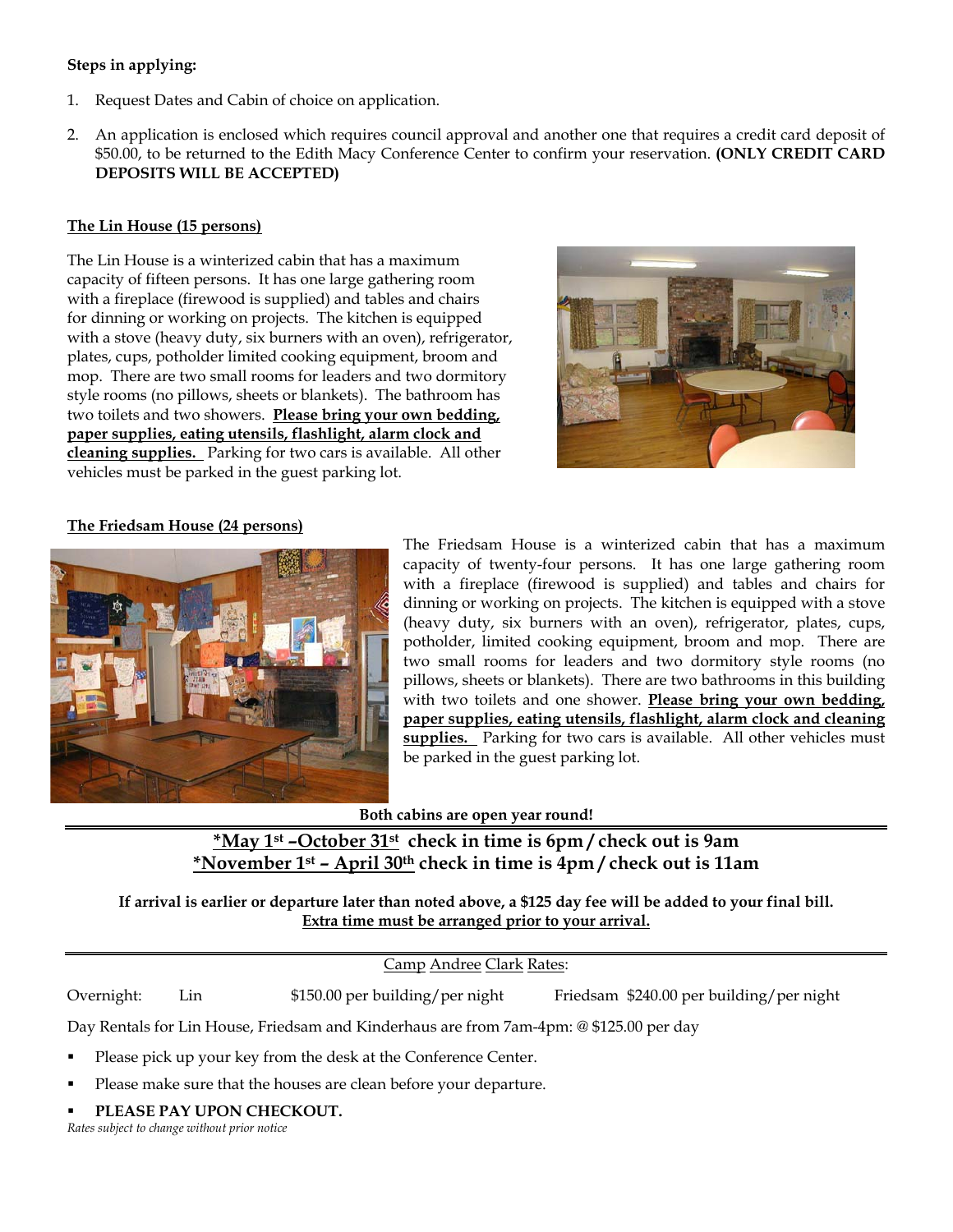**Steps in applying:**

1. Request Dates and Cabin of choice on application.
2. An application is enclosed which requires council approval and another one that requires a credit card deposit of $50.00, to be returned to the Edith Macy Conference Center to confirm your reservation. **(ONLY CREDIT CARD DEPOSITS WILL BE ACCEPTED)**

**The Lin House (15 persons)**

The Lin House is a winterized cabin that has a maximum capacity of fifteen persons. It has one large gathering room with a fireplace (firewood is supplied) and tables and chairs for dinning or working on projects. The kitchen is equipped with a stove (heavy duty, six burners with an oven), refrigerator, plates, cups, potholder limited cooking equipment, broom and mop. There are two small rooms for leaders and two dormitory style rooms (no pillows, sheets or blankets). The bathroom has two toilets and two showers. **Please bring your own bedding, paper supplies, eating utensils, flashlight, alarm clock and cleaning supplies.** Parking for two cars is available. All other vehicles must be parked in the guest parking lot.

**The Friedsam House (24 persons)**

The Friedsam House is a winterized cabin that has a maximum capacity of twenty-four persons. It has one large gathering room with a fireplace (firewood is supplied) and tables and chairs for dinning or working on projects. The kitchen is equipped with a stove (heavy duty, six burners with an oven), refrigerator, plates, cups, potholder, limited cooking equipment, broom and mop. There are two small rooms for leaders and two dormitory style rooms (no pillows, sheets or blankets). There are two bathrooms in this building with two toilets and one shower. **Please bring your own bedding, paper supplies, eating utensils, flashlight, alarm clock and cleaning supplies.** Parking for two cars is available. All other vehicles must be parked in the guest parking lot.

**Both cabins are open year round!**

**\*May 1st –October 31st check in time is 6pm / check out is 9am**
**\*November 1st – April 30th check in time is 4pm / check out is 11am**

**If arrival is earlier or departure later than noted above, a $125 day fee will be added to your final bill. Extra time must be arranged prior to your arrival.**

Camp Andree Clark Rates:

Overnight: Lin $150.00 per building/per night Friedsam $240.00 per building/per night

Day Rentals for Lin House, Friedsam and Kinderhaus are from 7am-4pm: @ $125.00 per day

- Please pick up your key from the desk at the Conference Center.
- Please make sure that the houses are clean before your departure.
- **PLEASE PAY UPON CHECKOUT.**

*Rates subject to change without prior notice*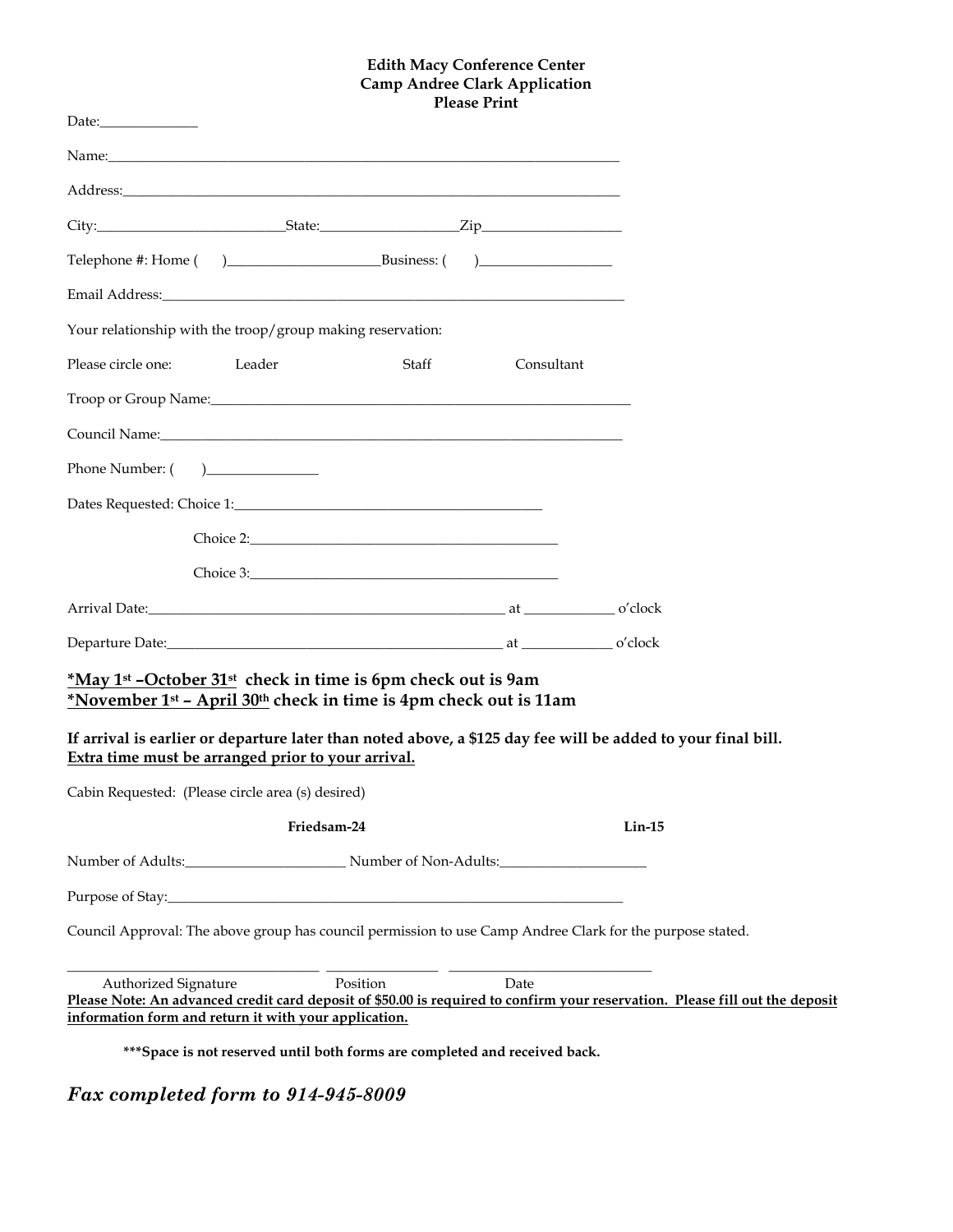**Edith Macy Conference Center**
**Camp Andree Clark Application**
**Please Print**

Date:_____________

Name:___________________________________________________________________________

Address:_________________________________________________________________________

City:__________________________State:___________________Zip___________________

Telephone #: Home ( )_____________________Business: ( )__________________

Email Address:____________________________________________________________________

Your relationship with the troop/group making reservation:

Please circle one: Leader Staff Consultant

Troop or Group Name:______________________________________________________________

Council Name:_____________________________________________________________________

Phone Number: ( )_______________

Dates Requested: Choice 1:___________________________________________

Choice 2:___________________________________________

Choice 3:___________________________________________

Arrival Date:____________________________________________________ at ____________ o'clock

Departure Date:__________________________________________________ at ____________ o'clock

**<u>*May 1st –October 31st</u> check in time is 6pm check out is 9am**
**<u>*November 1st – April 30th</u> check in time is 4pm check out is 11am**

**If arrival is earlier or departure later than noted above, a $125 day fee will be added to your final bill.**
**<u>Extra time must be arranged prior to your arrival.</u>**

Cabin Requested: (Please circle area (s) desired)

**Friedsam-24** **Lin-15**

Number of Adults:______________________ Number of Non-Adults:____________________

Purpose of Stay:__________________________________________________________________

Council Approval: The above group has council permission to use Camp Andree Clark for the purpose stated.

___________________________________ ________________ ____________________________
Authorized Signature Position Date

**<u>Please Note: An advanced credit card deposit of $50.00 is required to confirm your reservation. Please fill out the deposit information form and return it with your application.</u>**

**\*\*\*Space is not reserved until both forms are completed and received back.**

***Fax completed form to 914-945-8009***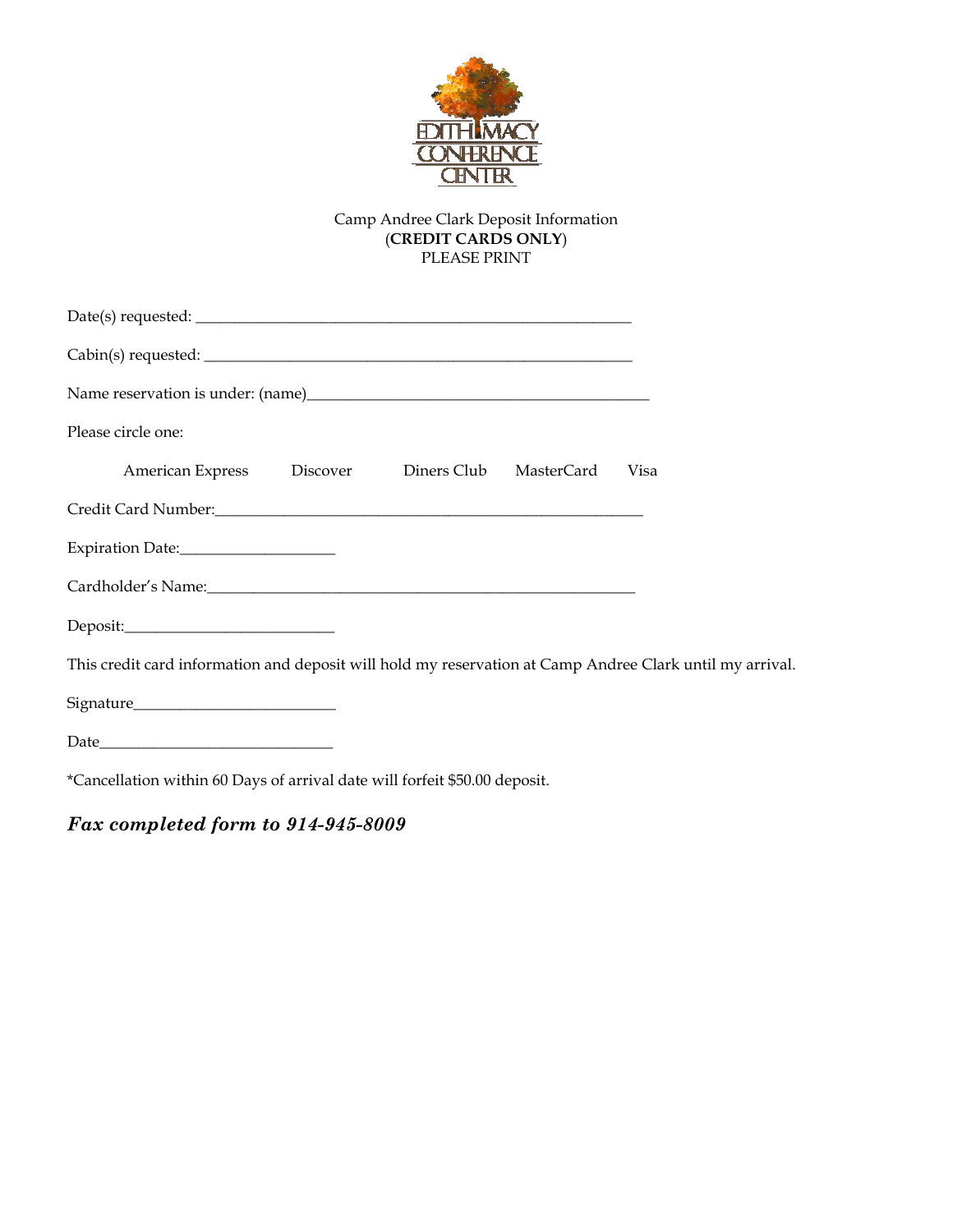EDITH MACY CONFERENCE CENTER

Camp Andree Clark Deposit Information
(**CREDIT CARDS ONLY**)
PLEASE PRINT

Date(s) requested: ____________________________________________________

Cabin(s) requested: ___________________________________________________

Name reservation is under: (name)__________________________________________

Please circle one:

American Express     Discover     Diners Club     MasterCard     Visa

Credit Card Number:_____________________________________________________

Expiration Date:__________________

Cardholder's Name:_____________________________________________________

Deposit:________________________

This credit card information and deposit will hold my reservation at Camp Andree Clark until my arrival.

Signature________________________

Date___________________________

*Cancellation within 60 Days of arrival date will forfeit $50.00 deposit.

***Fax completed form to 914-945-8009***